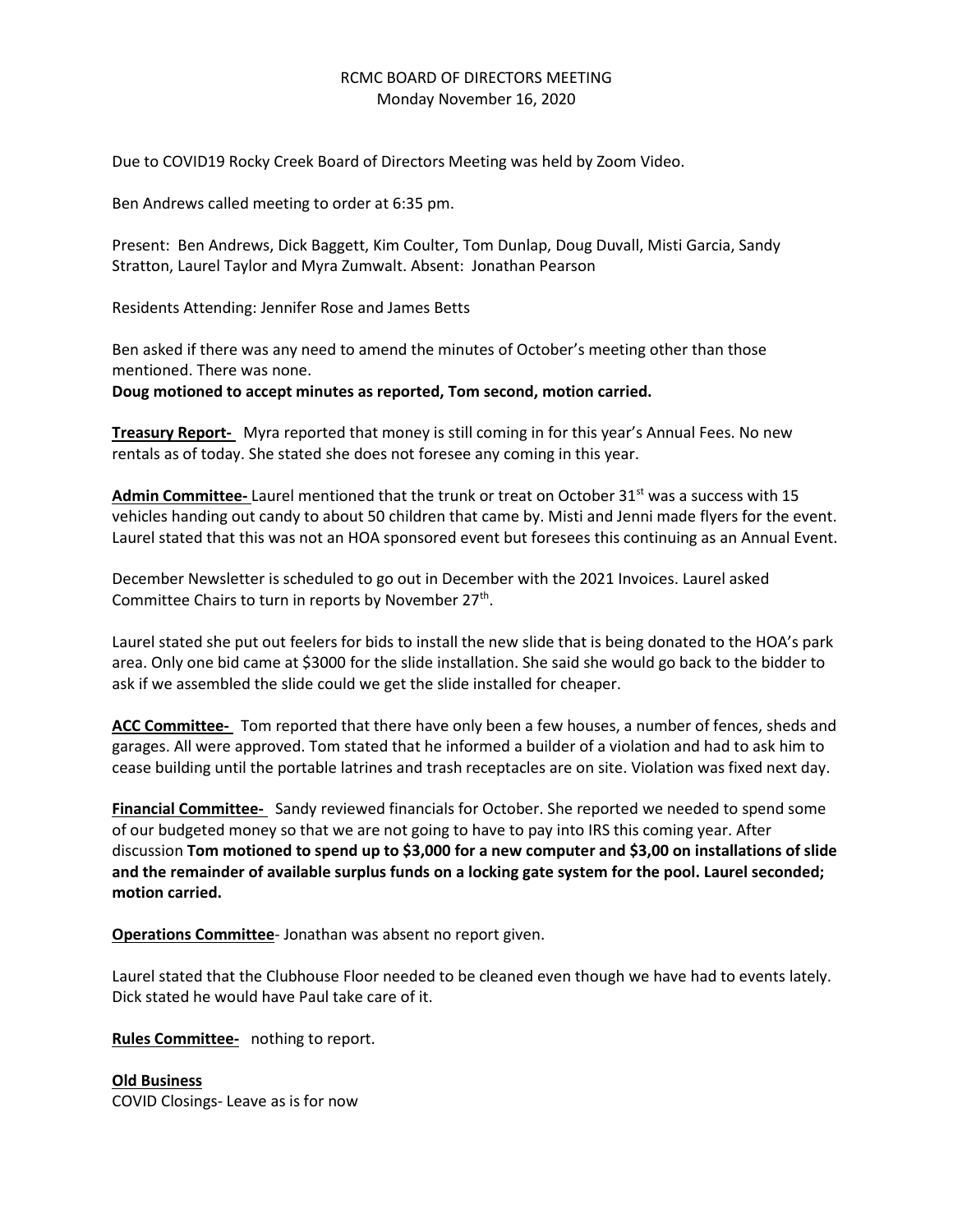# RCMC BOARD OF DIRECTORS MEETING
## Monday November 16, 2020

Due to COVID19 Rocky Creek Board of Directors Meeting was held by Zoom Video.

Ben Andrews called meeting to order at 6:35 pm.

Present: Ben Andrews, Dick Baggett, Kim Coulter, Tom Dunlap, Doug Duvall, Misti Garcia, Sandy Stratton, Laurel Taylor and Myra Zumwalt. Absent: Jonathan Pearson

Residents Attending: Jennifer Rose and James Betts

Ben asked if there was any need to amend the minutes of October's meeting other than those mentioned. There was none.
**Doug motioned to accept minutes as reported, Tom second, motion carried.**

**Treasury Report-** Myra reported that money is still coming in for this year's Annual Fees. No new rentals as of today. She stated she does not foresee any coming in this year.

**Admin Committee-** Laurel mentioned that the trunk or treat on October 31st was a success with 15 vehicles handing out candy to about 50 children that came by. Misti and Jenni made flyers for the event. Laurel stated that this was not an HOA sponsored event but foresees this continuing as an Annual Event.

December Newsletter is scheduled to go out in December with the 2021 Invoices. Laurel asked Committee Chairs to turn in reports by November 27th.

Laurel stated she put out feelers for bids to install the new slide that is being donated to the HOA's park area. Only one bid came at $3000 for the slide installation. She said she would go back to the bidder to ask if we assembled the slide could we get the slide installed for cheaper.

**ACC Committee-** Tom reported that there have only been a few houses, a number of fences, sheds and garages. All were approved. Tom stated that he informed a builder of a violation and had to ask him to cease building until the portable latrines and trash receptacles are on site. Violation was fixed next day.

**Financial Committee-** Sandy reviewed financials for October. She reported we needed to spend some of our budgeted money so that we are not going to have to pay into IRS this coming year. After discussion **Tom motioned to spend up to $3,000 for a new computer and $3,00 on installations of slide and the remainder of available surplus funds on a locking gate system for the pool. Laurel seconded; motion carried.**

**Operations Committee**- Jonathan was absent no report given.

Laurel stated that the Clubhouse Floor needed to be cleaned even though we have had to events lately. Dick stated he would have Paul take care of it.

**Rules Committee-** nothing to report.

**Old Business**
COVID Closings- Leave as is for now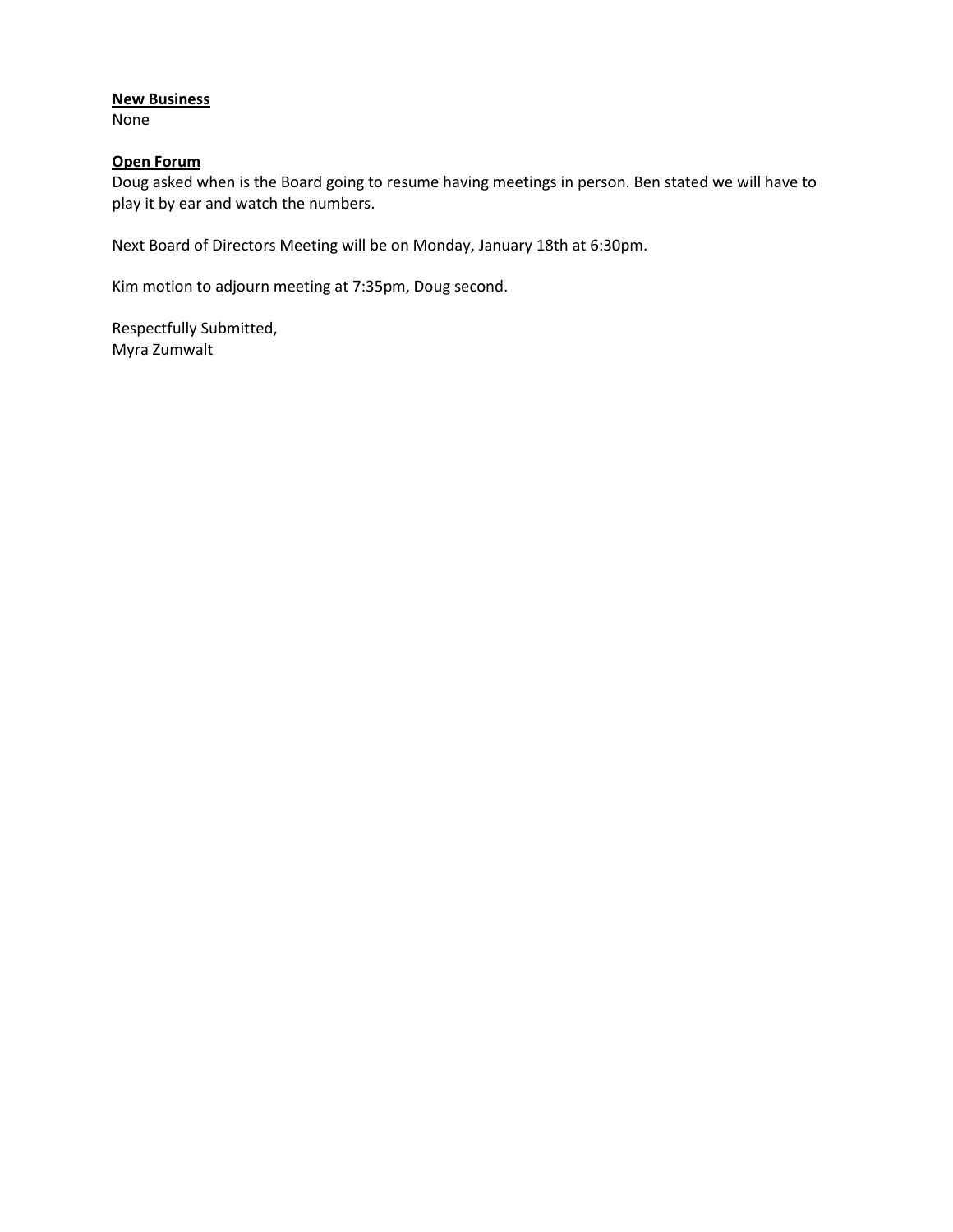**New Business**
None

**Open Forum**
Doug asked when is the Board going to resume having meetings in person. Ben stated we will have to play it by ear and watch the numbers.

Next Board of Directors Meeting will be on Monday, January 18th at 6:30pm.

Kim motion to adjourn meeting at 7:35pm, Doug second.

Respectfully Submitted,
Myra Zumwalt